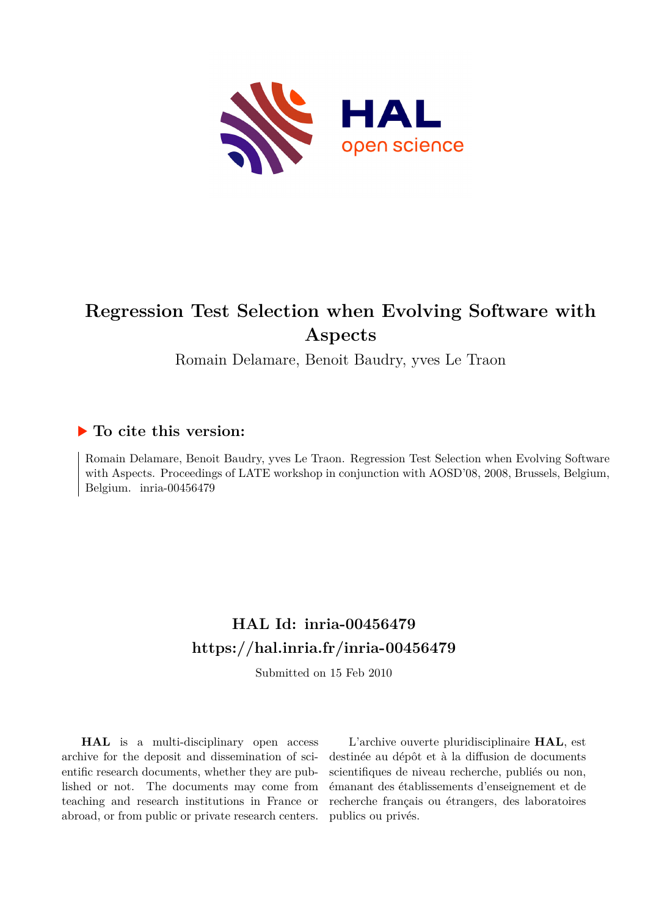# Regression Test Selection when Evolving Software with Aspects

Romain Delamare, Benoit Baudry, yves Le Traon

## ▶ To cite this version:

Romain Delamare, Benoit Baudry, yves Le Traon. Regression Test Selection when Evolving Software with Aspects. Proceedings of LATE workshop in conjunction with AOSD'08, 2008, Brussels, Belgium, Belgium. inria-00456479

## HAL Id: inria-00456479
## https://hal.inria.fr/inria-00456479

Submitted on 15 Feb 2010

**HAL** is a multi-disciplinary open access archive for the deposit and dissemination of scientific research documents, whether they are published or not. The documents may come from teaching and research institutions in France or abroad, or from public or private research centers.

L'archive ouverte pluridisciplinaire **HAL**, est destinée au dépôt et à la diffusion de documents scientifiques de niveau recherche, publiés ou non, émanant des établissements d'enseignement et de recherche français ou étrangers, des laboratoires publics ou privés.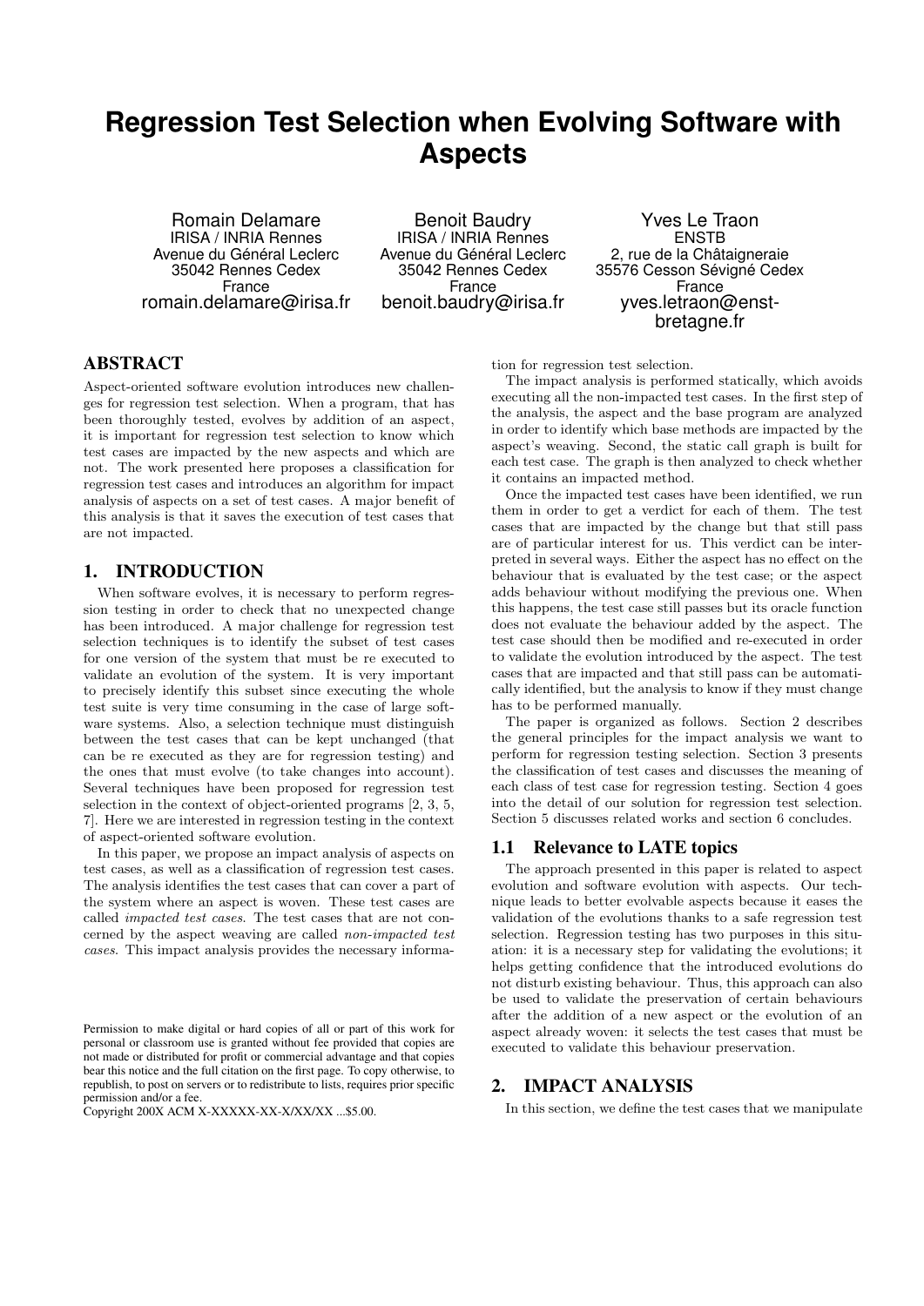# Regression Test Selection when Evolving Software with Aspects

Romain Delamare
IRISA / INRIA Rennes
Avenue du Général Leclerc
35042 Rennes Cedex
France
romain.delamare@irisa.fr

Benoit Baudry
IRISA / INRIA Rennes
Avenue du Général Leclerc
35042 Rennes Cedex
France
benoit.baudry@irisa.fr

Yves Le Traon
ENSTB
2, rue de la Châtaigneraie
35576 Cesson Sévigné Cedex
France
yves.letraon@enst-bretagne.fr

## ABSTRACT

Aspect-oriented software evolution introduces new challenges for regression test selection. When a program, that has been thoroughly tested, evolves by addition of an aspect, it is important for regression test selection to know which test cases are impacted by the new aspects and which are not. The work presented here proposes a classification for regression test cases and introduces an algorithm for impact analysis of aspects on a set of test cases. A major benefit of this analysis is that it saves the execution of test cases that are not impacted.

## 1. INTRODUCTION

When software evolves, it is necessary to perform regression testing in order to check that no unexpected change has been introduced. A major challenge for regression test selection techniques is to identify the subset of test cases for one version of the system that must be re executed to validate an evolution of the system. It is very important to precisely identify this subset since executing the whole test suite is very time consuming in the case of large software systems. Also, a selection technique must distinguish between the test cases that can be kept unchanged (that can be re executed as they are for regression testing) and the ones that must evolve (to take changes into account). Several techniques have been proposed for regression test selection in the context of object-oriented programs [2, 3, 5, 7]. Here we are interested in regression testing in the context of aspect-oriented software evolution.

In this paper, we propose an impact analysis of aspects on test cases, as well as a classification of regression test cases. The analysis identifies the test cases that can cover a part of the system where an aspect is woven. These test cases are called *impacted test cases*. The test cases that are not concerned by the aspect weaving are called *non-impacted test cases*. This impact analysis provides the necessary information for regression test selection.

The impact analysis is performed statically, which avoids executing all the non-impacted test cases. In the first step of the analysis, the aspect and the base program are analyzed in order to identify which base methods are impacted by the aspect's weaving. Second, the static call graph is built for each test case. The graph is then analyzed to check whether it contains an impacted method.

Once the impacted test cases have been identified, we run them in order to get a verdict for each of them. The test cases that are impacted by the change but that still pass are of particular interest for us. This verdict can be interpreted in several ways. Either the aspect has no effect on the behaviour that is evaluated by the test case; or the aspect adds behaviour without modifying the previous one. When this happens, the test case still passes but its oracle function does not evaluate the behaviour added by the aspect. The test case should then be modified and re-executed in order to validate the evolution introduced by the aspect. The test cases that are impacted and that still pass can be automatically identified, but the analysis to know if they must change has to be performed manually.

The paper is organized as follows. Section 2 describes the general principles for the impact analysis we want to perform for regression testing selection. Section 3 presents the classification of test cases and discusses the meaning of each class of test case for regression testing. Section 4 goes into the detail of our solution for regression test selection. Section 5 discusses related works and section 6 concludes.

### 1.1 Relevance to LATE topics

The approach presented in this paper is related to aspect evolution and software evolution with aspects. Our technique leads to better evolvable aspects because it eases the validation of the evolutions thanks to a safe regression test selection. Regression testing has two purposes in this situation: it is a necessary step for validating the evolutions; it helps getting confidence that the introduced evolutions do not disturb existing behaviour. Thus, this approach can also be used to validate the preservation of certain behaviours after the addition of a new aspect or the evolution of an aspect already woven: it selects the test cases that must be executed to validate this behaviour preservation.

## 2. IMPACT ANALYSIS

In this section, we define the test cases that we manipulate

Permission to make digital or hard copies of all or part of this work for personal or classroom use is granted without fee provided that copies are not made or distributed for profit or commercial advantage and that copies bear this notice and the full citation on the first page. To copy otherwise, to republish, to post on servers or to redistribute to lists, requires prior specific permission and/or a fee.
Copyright 200X ACM X-XXXXX-XX-X/XX/XX ...$5.00.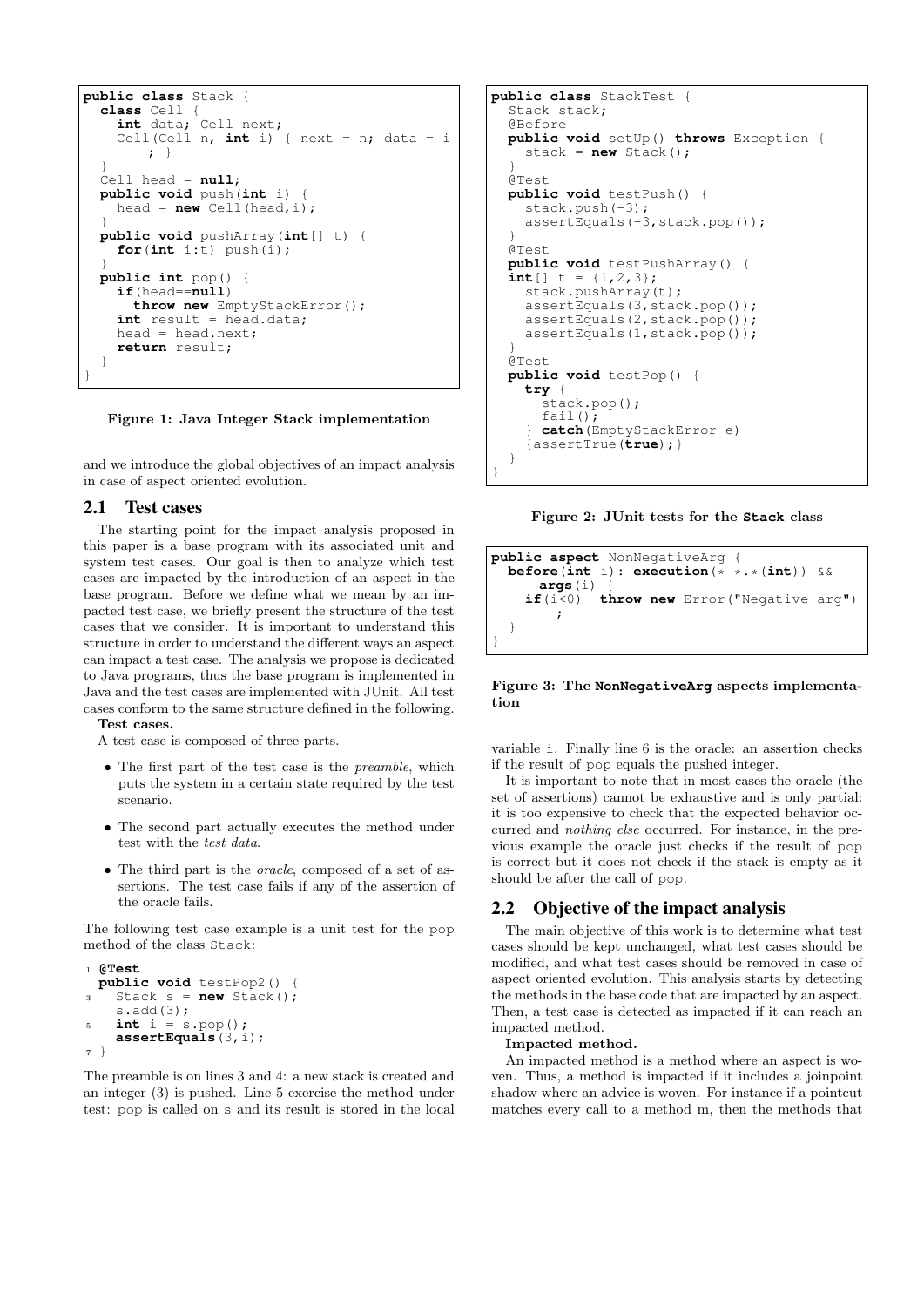```java
public class Stack {
  class Cell {
    int data; Cell next;
    Cell(Cell n, int i) { next = n; data = i
        ; }
  }
  Cell head = null;
  public void push(int i) {
    head = new Cell(head,i);
  }
  public void pushArray(int[] t) {
    for(int i:t) push(i);
  }
  public int pop() {
    if(head==null)
      throw new EmptyStackError();
    int result = head.data;
    head = head.next;
    return result;
  }
}
```

**Figure 1: Java Integer Stack implementation**

and we introduce the global objectives of an impact analysis in case of aspect oriented evolution.

## 2.1 Test cases

The starting point for the impact analysis proposed in this paper is a base program with its associated unit and system test cases. Our goal is then to analyze which test cases are impacted by the introduction of an aspect in the base program. Before we define what we mean by an impacted test case, we briefly present the structure of the test cases that we consider. It is important to understand this structure in order to understand the different ways an aspect can impact a test case. The analysis we propose is dedicated to Java programs, thus the base program is implemented in Java and the test cases are implemented with JUnit. All test cases conform to the same structure defined in the following.

**Test cases.**

A test case is composed of three parts.

- The first part of the test case is the *preamble*, which puts the system in a certain state required by the test scenario.
- The second part actually executes the method under test with the *test data*.
- The third part is the *oracle*, composed of a set of assertions. The test case fails if any of the assertion of the oracle fails.

The following test case example is a unit test for the pop method of the class Stack:

```java
1 @Test
  public void testPop2() {
3   Stack s = new Stack();
    s.add(3);
5   int i = s.pop();
    assertEquals(3,i);
7 }
```

The preamble is on lines 3 and 4: a new stack is created and an integer (3) is pushed. Line 5 exercise the method under test: pop is called on s and its result is stored in the local variable i. Finally line 6 is the oracle: an assertion checks if the result of pop equals the pushed integer.

```java
public class StackTest {
  Stack stack;
  @Before
  public void setUp() throws Exception {
    stack = new Stack();
  }
  @Test
  public void testPush() {
    stack.push(-3);
    assertEquals(-3,stack.pop());
  }
  @Test
  public void testPushArray() {
  int[] t = {1,2,3};
    stack.pushArray(t);
    assertEquals(3,stack.pop());
    assertEquals(2,stack.pop());
    assertEquals(1,stack.pop());
  }
  @Test
  public void testPop() {
    try {
      stack.pop();
      fail();
    } catch(EmptyStackError e)
    {assertTrue(true);}
  }
}
```

**Figure 2: JUnit tests for the Stack class**

```java
public aspect NonNegativeArg {
  before(int i): execution(* *.*(int)) &&
      args(i) {
    if(i<0)  throw new Error("Negative arg")
        ;
  }
}
```

**Figure 3: The NonNegativeArg aspects implementation**

It is important to note that in most cases the oracle (the set of assertions) cannot be exhaustive and is only partial: it is too expensive to check that the expected behavior occurred and *nothing else* occurred. For instance, in the previous example the oracle just checks if the result of pop is correct but it does not check if the stack is empty as it should be after the call of pop.

## 2.2 Objective of the impact analysis

The main objective of this work is to determine what test cases should be kept unchanged, what test cases should be modified, and what test cases should be removed in case of aspect oriented evolution. This analysis starts by detecting the methods in the base code that are impacted by an aspect. Then, a test case is detected as impacted if it can reach an impacted method.

**Impacted method.**

An impacted method is a method where an aspect is woven. Thus, a method is impacted if it includes a joinpoint shadow where an advice is woven. For instance if a pointcut matches every call to a method m, then the methods that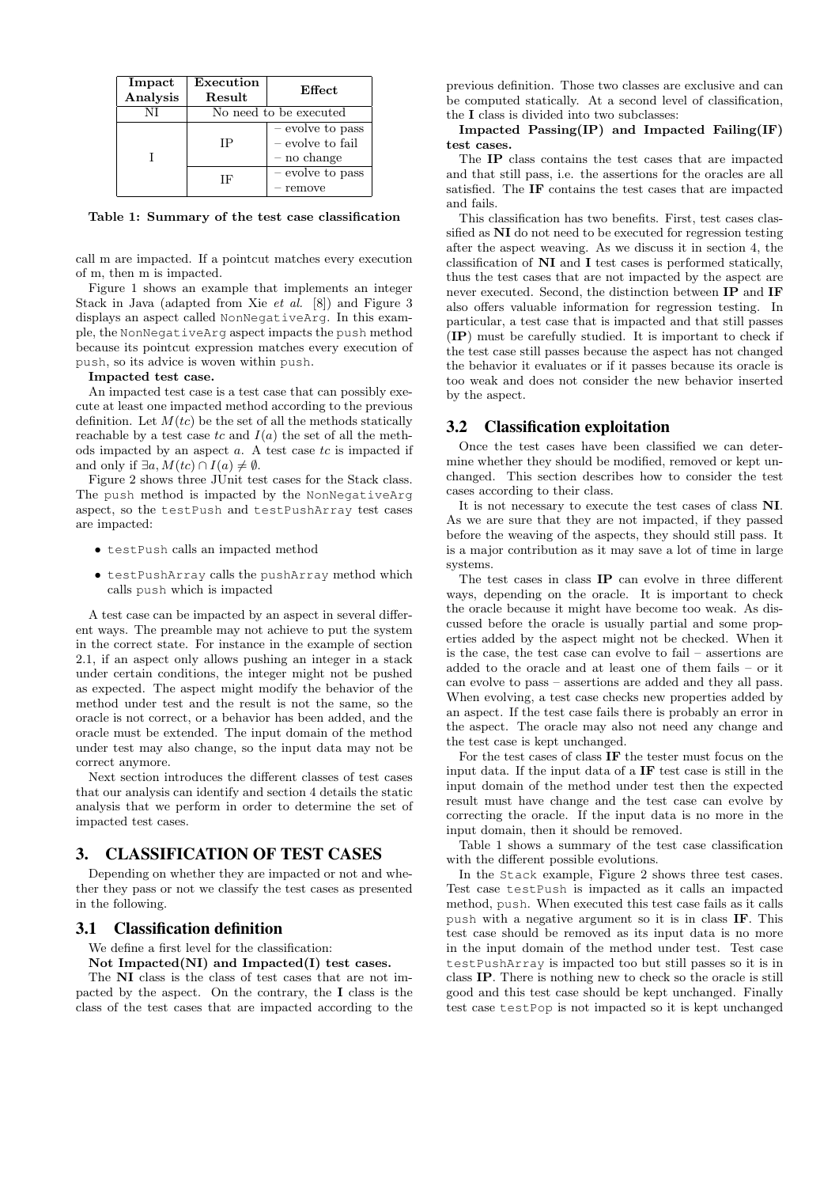| Impact Analysis | Execution Result | Effect |
|---|---|---|
| NI | No need to be executed | |
| I | IP | – evolve to pass<br>– evolve to fail<br>– no change |
| | IF | – evolve to pass<br>– remove |

**Table 1: Summary of the test case classification**

call m are impacted. If a pointcut matches every execution of m, then m is impacted.

Figure 1 shows an example that implements an integer Stack in Java (adapted from Xie *et al.* [8]) and Figure 3 displays an aspect called `NonNegativeArg`. In this example, the `NonNegativeArg` aspect impacts the `push` method because its pointcut expression matches every execution of `push`, so its advice is woven within `push`.

**Impacted test case.**

An impacted test case is a test case that can possibly execute at least one impacted method according to the previous definition. Let $M(tc)$ be the set of all the methods statically reachable by a test case $tc$ and $I(a)$ the set of all the methods impacted by an aspect $a$. A test case $tc$ is impacted if and only if $\exists a, M(tc) \cap I(a) \neq \emptyset$.

Figure 2 shows three JUnit test cases for the Stack class. The `push` method is impacted by the `NonNegativeArg` aspect, so the `testPush` and `testPushArray` test cases are impacted:

- `testPush` calls an impacted method
- `testPushArray` calls the `pushArray` method which calls `push` which is impacted

A test case can be impacted by an aspect in several different ways. The preamble may not achieve to put the system in the correct state. For instance in the example of section 2.1, if an aspect only allows pushing an integer in a stack under certain conditions, the integer might not be pushed as expected. The aspect might modify the behavior of the method under test and the result is not the same, so the oracle is not correct, or a behavior has been added, and the oracle must be extended. The input domain of the method under test may also change, so the input data may not be correct anymore.

Next section introduces the different classes of test cases that our analysis can identify and section 4 details the static analysis that we perform in order to determine the set of impacted test cases.

## 3. CLASSIFICATION OF TEST CASES

Depending on whether they are impacted or not and whether they pass or not we classify the test cases as presented in the following.

### 3.1 Classification definition

We define a first level for the classification:

**Not Impacted(NI) and Impacted(I) test cases.**

The **NI** class is the class of test cases that are not impacted by the aspect. On the contrary, the **I** class is the class of the test cases that are impacted according to the previous definition. Those two classes are exclusive and can be computed statically. At a second level of classification, the **I** class is divided into two subclasses:

**Impacted Passing(IP) and Impacted Failing(IF) test cases.**

The **IP** class contains the test cases that are impacted and that still pass, i.e. the assertions for the oracles are all satisfied. The **IF** contains the test cases that are impacted and fails.

This classification has two benefits. First, test cases classified as **NI** do not need to be executed for regression testing after the aspect weaving. As we discuss it in section 4, the classification of **NI** and **I** test cases is performed statically, thus the test cases that are not impacted by the aspect are never executed. Second, the distinction between **IP** and **IF** also offers valuable information for regression testing. In particular, a test case that is impacted and that still passes (**IP**) must be carefully studied. It is important to check if the test case still passes because the aspect has not changed the behavior it evaluates or if it passes because its oracle is too weak and does not consider the new behavior inserted by the aspect.

### 3.2 Classification exploitation

Once the test cases have been classified we can determine whether they should be modified, removed or kept unchanged. This section describes how to consider the test cases according to their class.

It is not necessary to execute the test cases of class **NI**. As we are sure that they are not impacted, if they passed before the weaving of the aspects, they should still pass. It is a major contribution as it may save a lot of time in large systems.

The test cases in class **IP** can evolve in three different ways, depending on the oracle. It is important to check the oracle because it might have become too weak. As discussed before the oracle is usually partial and some properties added by the aspect might not be checked. When it is the case, the test case can evolve to fail – assertions are added to the oracle and at least one of them fails – or it can evolve to pass – assertions are added and they all pass. When evolving, a test case checks new properties added by an aspect. If the test case fails there is probably an error in the aspect. The oracle may also not need any change and the test case is kept unchanged.

For the test cases of class **IF** the tester must focus on the input data. If the input data of a **IF** test case is still in the input domain of the method under test then the expected result must have change and the test case can evolve by correcting the oracle. If the input data is no more in the input domain, then it should be removed.

Table 1 shows a summary of the test case classification with the different possible evolutions.

In the `Stack` example, Figure 2 shows three test cases. Test case `testPush` is impacted as it calls an impacted method, `push`. When executed this test case fails as it calls `push` with a negative argument so it is in class **IF**. This test case should be removed as its input data is no more in the input domain of the method under test. Test case `testPushArray` is impacted too but still passes so it is in class **IP**. There is nothing new to check so the oracle is still good and this test case should be kept unchanged. Finally test case `testPop` is not impacted so it is kept unchanged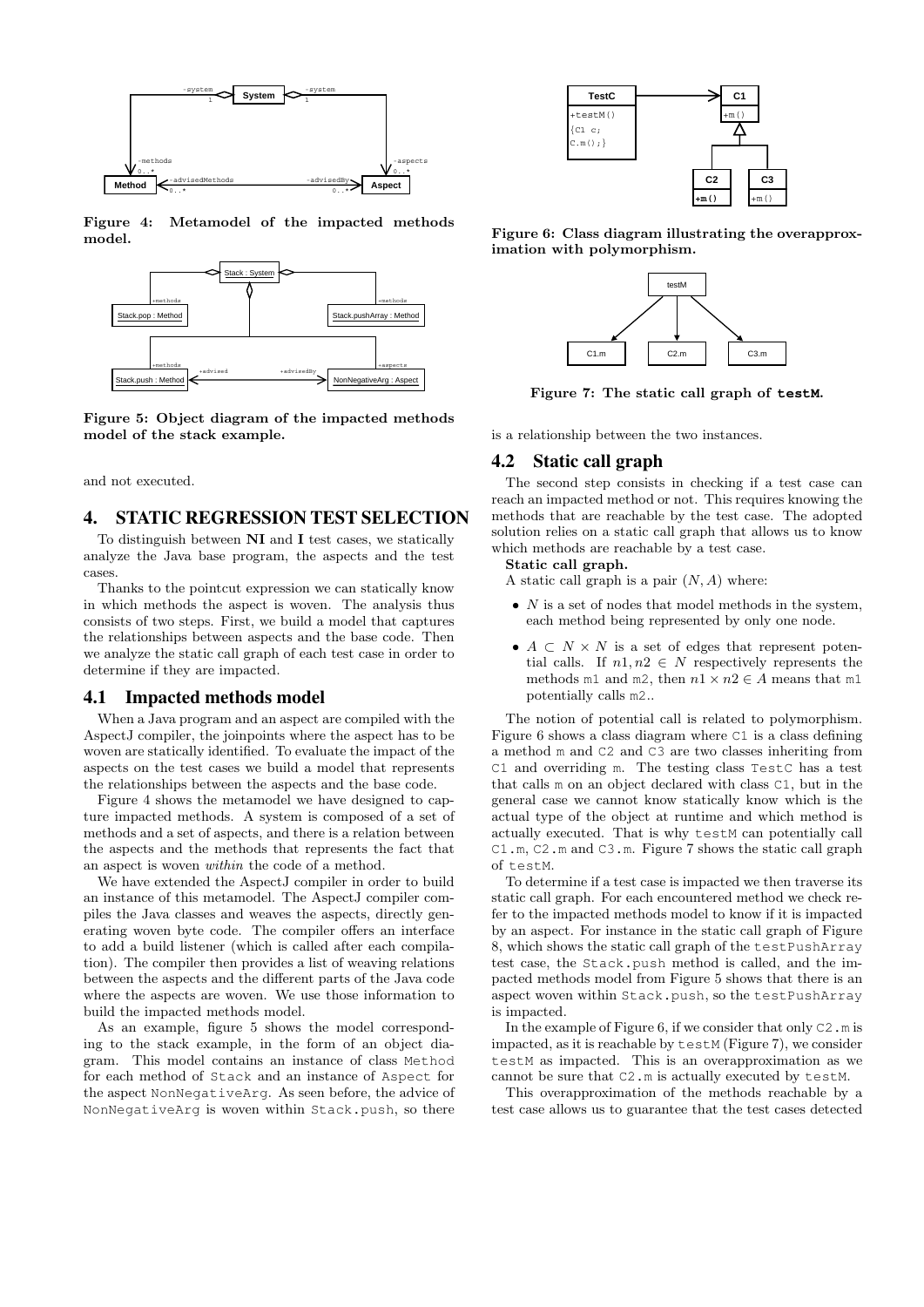Figure 4: Metamodel of the impacted methods model.

Figure 5: Object diagram of the impacted methods model of the stack example.

and not executed.

# 4. STATIC REGRESSION TEST SELECTION

To distinguish between **NI** and **I** test cases, we statically analyze the Java base program, the aspects and the test cases.

Thanks to the pointcut expression we can statically know in which methods the aspect is woven. The analysis thus consists of two steps. First, we build a model that captures the relationships between aspects and the base code. Then we analyze the static call graph of each test case in order to determine if they are impacted.

## 4.1 Impacted methods model

When a Java program and an aspect are compiled with the AspectJ compiler, the joinpoints where the aspect has to be woven are statically identified. To evaluate the impact of the aspects on the test cases we build a model that represents the relationships between the aspects and the base code.

Figure 4 shows the metamodel we have designed to capture impacted methods. A system is composed of a set of methods and a set of aspects, and there is a relation between the aspects and the methods that represents the fact that an aspect is woven *within* the code of a method.

We have extended the AspectJ compiler in order to build an instance of this metamodel. The AspectJ compiler compiles the Java classes and weaves the aspects, directly generating woven byte code. The compiler offers an interface to add a build listener (which is called after each compilation). The compiler then provides a list of weaving relations between the aspects and the different parts of the Java code where the aspects are woven. We use those information to build the impacted methods model.

As an example, figure 5 shows the model corresponding to the stack example, in the form of an object diagram. This model contains an instance of class `Method` for each method of `Stack` and an instance of `Aspect` for the aspect `NonNegativeArg`. As seen before, the advice of `NonNegativeArg` is woven within `Stack.push`, so there is a relationship between the two instances.

Figure 6: Class diagram illustrating the overapproximation with polymorphism.

Figure 7: The static call graph of **testM**.

## 4.2 Static call graph

The second step consists in checking if a test case can reach an impacted method or not. This requires knowing the methods that are reachable by the test case. The adopted solution relies on a static call graph that allows us to know which methods are reachable by a test case.

**Static call graph.**

A static call graph is a pair $(N, A)$ where:

- $N$ is a set of nodes that model methods in the system, each method being represented by only one node.
- $A \subset N \times N$ is a set of edges that represent potential calls. If $n1, n2 \in N$ respectively represents the methods `m1` and `m2`, then $n1 \times n2 \in A$ means that `m1` potentially calls `m2`..

The notion of potential call is related to polymorphism. Figure 6 shows a class diagram where `C1` is a class defining a method `m` and `C2` and `C3` are two classes inheriting from `C1` and overriding `m`. The testing class `TestC` has a test that calls `m` on an object declared with class `C1`, but in the general case we cannot know statically know which is the actual type of the object at runtime and which method is actually executed. That is why `testM` can potentially call `C1.m`, `C2.m` and `C3.m`. Figure 7 shows the static call graph of `testM`.

To determine if a test case is impacted we then traverse its static call graph. For each encountered method we check refer to the impacted methods model to know if it is impacted by an aspect. For instance in the static call graph of Figure 8, which shows the static call graph of the `testPushArray` test case, the `Stack.push` method is called, and the impacted methods model from Figure 5 shows that there is an aspect woven within `Stack.push`, so the `testPushArray` is impacted.

In the example of Figure 6, if we consider that only `C2.m` is impacted, as it is reachable by `testM` (Figure 7), we consider `testM` as impacted. This is an overapproximation as we cannot be sure that `C2.m` is actually executed by `testM`.

This overapproximation of the methods reachable by a test case allows us to guarantee that the test cases detected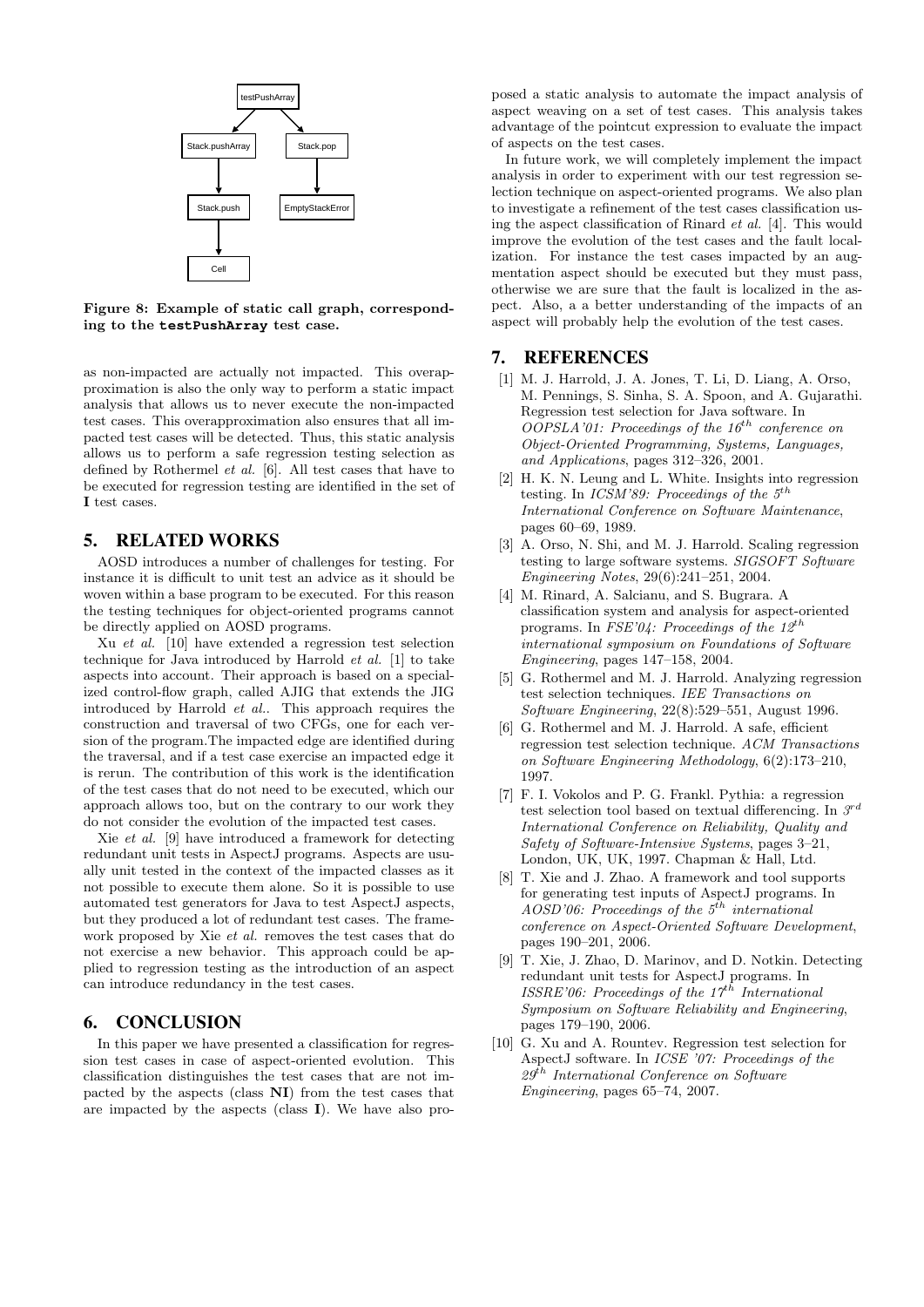testPushArray

Stack.pushArray

Stack.pop

Stack.push

EmptyStackError

Cell

**Figure 8: Example of static call graph, corresponding to the `testPushArray` test case.**

as non-impacted are actually not impacted. This overapproximation is also the only way to perform a static impact analysis that allows us to never execute the non-impacted test cases. This overapproximation also ensures that all impacted test cases will be detected. Thus, this static analysis allows us to perform a safe regression testing selection as defined by Rothermel *et al.* [6]. All test cases that have to be executed for regression testing are identified in the set of **I** test cases.

## 5. RELATED WORKS

AOSD introduces a number of challenges for testing. For instance it is difficult to unit test an advice as it should be woven within a base program to be executed. For this reason the testing techniques for object-oriented programs cannot be directly applied on AOSD programs.

Xu *et al.* [10] have extended a regression test selection technique for Java introduced by Harrold *et al.* [1] to take aspects into account. Their approach is based on a specialized control-flow graph, called AJIG that extends the JIG introduced by Harrold *et al.*. This approach requires the construction and traversal of two CFGs, one for each version of the program.The impacted edge are identified during the traversal, and if a test case exercise an impacted edge it is rerun. The contribution of this work is the identification of the test cases that do not need to be executed, which our approach allows too, but on the contrary to our work they do not consider the evolution of the impacted test cases.

Xie *et al.* [9] have introduced a framework for detecting redundant unit tests in AspectJ programs. Aspects are usually unit tested in the context of the impacted classes as it not possible to execute them alone. So it is possible to use automated test generators for Java to test AspectJ aspects, but they produced a lot of redundant test cases. The framework proposed by Xie *et al.* removes the test cases that do not exercise a new behavior. This approach could be applied to regression testing as the introduction of an aspect can introduce redundancy in the test cases.

## 6. CONCLUSION

In this paper we have presented a classification for regression test cases in case of aspect-oriented evolution. This classification distinguishes the test cases that are not impacted by the aspects (class **NI**) from the test cases that are impacted by the aspects (class **I**). We have also proposed a static analysis to automate the impact analysis of aspect weaving on a set of test cases. This analysis takes advantage of the pointcut expression to evaluate the impact of aspects on the test cases.

In future work, we will completely implement the impact analysis in order to experiment with our test regression selection technique on aspect-oriented programs. We also plan to investigate a refinement of the test cases classification using the aspect classification of Rinard *et al.* [4]. This would improve the evolution of the test cases and the fault localization. For instance the test cases impacted by an augmentation aspect should be executed but they must pass, otherwise we are sure that the fault is localized in the aspect. Also, a a better understanding of the impacts of an aspect will probably help the evolution of the test cases.

## 7. REFERENCES

[1] M. J. Harrold, J. A. Jones, T. Li, D. Liang, A. Orso, M. Pennings, S. Sinha, S. A. Spoon, and A. Gujarathi. Regression test selection for Java software. In *OOPSLA'01: Proceedings of the 16th conference on Object-Oriented Programming, Systems, Languages, and Applications*, pages 312–326, 2001.

[2] H. K. N. Leung and L. White. Insights into regression testing. In *ICSM'89: Proceedings of the 5th International Conference on Software Maintenance*, pages 60–69, 1989.

[3] A. Orso, N. Shi, and M. J. Harrold. Scaling regression testing to large software systems. *SIGSOFT Software Engineering Notes*, 29(6):241–251, 2004.

[4] M. Rinard, A. Salcianu, and S. Bugrara. A classification system and analysis for aspect-oriented programs. In *FSE'04: Proceedings of the 12th international symposium on Foundations of Software Engineering*, pages 147–158, 2004.

[5] G. Rothermel and M. J. Harrold. Analyzing regression test selection techniques. *IEE Transactions on Software Engineering*, 22(8):529–551, August 1996.

[6] G. Rothermel and M. J. Harrold. A safe, efficient regression test selection technique. *ACM Transactions on Software Engineering Methodology*, 6(2):173–210, 1997.

[7] F. I. Vokolos and P. G. Frankl. Pythia: a regression test selection tool based on textual differencing. In *3rd International Conference on Reliability, Quality and Safety of Software-Intensive Systems*, pages 3–21, London, UK, UK, 1997. Chapman & Hall, Ltd.

[8] T. Xie and J. Zhao. A framework and tool supports for generating test inputs of AspectJ programs. In *AOSD'06: Proceedings of the 5th international conference on Aspect-Oriented Software Development*, pages 190–201, 2006.

[9] T. Xie, J. Zhao, D. Marinov, and D. Notkin. Detecting redundant unit tests for AspectJ programs. In *ISSRE'06: Proceedings of the 17th International Symposium on Software Reliability and Engineering*, pages 179–190, 2006.

[10] G. Xu and A. Rountev. Regression test selection for AspectJ software. In *ICSE '07: Proceedings of the 29th International Conference on Software Engineering*, pages 65–74, 2007.